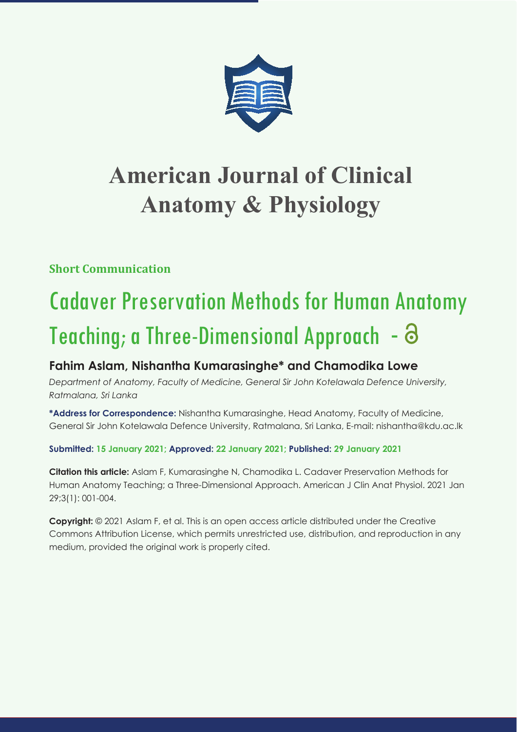# American Journal of Clinical Anatomy & Physiology

**Short Communication**

## Cadaver Preservation Methods for Human Anatomy Teaching; a Three-Dimensional Approach

### Fahim Aslam, Nishantha Kumarasinghe* and Chamodika Lowe

*Department of Anatomy, Faculty of Medicine, General Sir John Kotelawala Defence University, Ratmalana, Sri Lanka*

**\*Address for Correspondence:** Nishantha Kumarasinghe, Head Anatomy, Faculty of Medicine, General Sir John Kotelawala Defence University, Ratmalana, Sri Lanka, E-mail: nishantha@kdu.ac.lk

**Submitted: 15 January 2021; Approved: 22 January 2021; Published: 29 January 2021**

**Citation this article:** Aslam F, Kumarasinghe N, Chamodika L. Cadaver Preservation Methods for Human Anatomy Teaching; a Three-Dimensional Approach. American J Clin Anat Physiol. 2021 Jan 29;3(1): 001-004.

**Copyright:** © 2021 Aslam F, et al. This is an open access article distributed under the Creative Commons Attribution License, which permits unrestricted use, distribution, and reproduction in any medium, provided the original work is properly cited.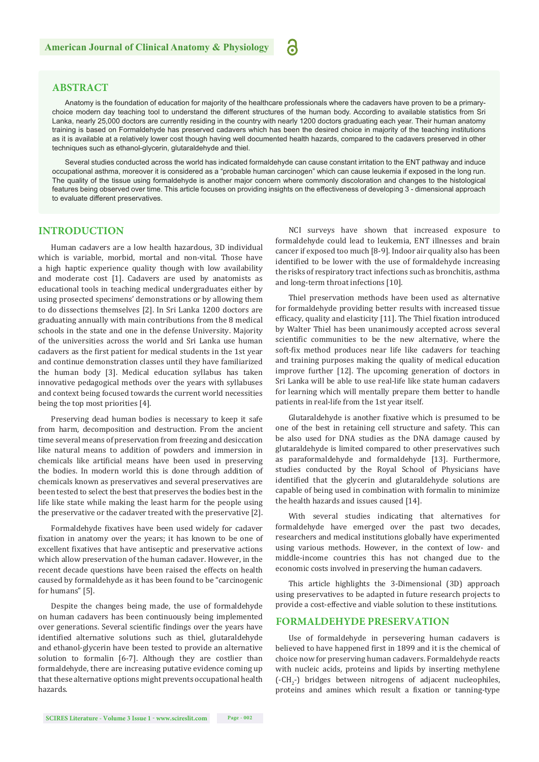## ABSTRACT

Anatomy is the foundation of education for majority of the healthcare professionals where the cadavers have proven to be a primary-choice modern day teaching tool to understand the different structures of the human body. According to available statistics from Sri Lanka, nearly 25,000 doctors are currently residing in the country with nearly 1200 doctors graduating each year. Their human anatomy training is based on Formaldehyde has preserved cadavers which has been the desired choice in majority of the teaching institutions as it is available at a relatively lower cost though having well documented health hazards, compared to the cadavers preserved in other techniques such as ethanol-glycerin, glutaraldehyde and thiel.

Several studies conducted across the world has indicated formaldehyde can cause constant irritation to the ENT pathway and induce occupational asthma, moreover it is considered as a "probable human carcinogen" which can cause leukemia if exposed in the long run. The quality of the tissue using formaldehyde is another major concern where commonly discoloration and changes to the histological features being observed over time. This article focuses on providing insights on the effectiveness of developing 3 - dimensional approach to evaluate different preservatives.

## INTRODUCTION

Human cadavers are a low health hazardous, 3D individual which is variable, morbid, mortal and non-vital. Those have a high haptic experience quality though with low availability and moderate cost [1]. Cadavers are used by anatomists as educational tools in teaching medical undergraduates either by using prosected specimens' demonstrations or by allowing them to do dissections themselves [2]. In Sri Lanka 1200 doctors are graduating annually with main contributions from the 8 medical schools in the state and one in the defense University. Majority of the universities across the world and Sri Lanka use human cadavers as the first patient for medical students in the 1st year and continue demonstration classes until they have familiarized the human body [3]. Medical education syllabus has taken innovative pedagogical methods over the years with syllabuses and context being focused towards the current world necessities being the top most priorities [4].

Preserving dead human bodies is necessary to keep it safe from harm, decomposition and destruction. From the ancient time several means of preservation from freezing and desiccation like natural means to addition of powders and immersion in chemicals like artificial means have been used in preserving the bodies. In modern world this is done through addition of chemicals known as preservatives and several preservatives are been tested to select the best that preserves the bodies best in the life like state while making the least harm for the people using the preservative or the cadaver treated with the preservative [2].

Formaldehyde fixatives have been used widely for cadaver fixation in anatomy over the years; it has known to be one of excellent fixatives that have antiseptic and preservative actions which allow preservation of the human cadaver. However, in the recent decade questions have been raised the effects on health caused by formaldehyde as it has been found to be "carcinogenic for humans" [5].

Despite the changes being made, the use of formaldehyde on human cadavers has been continuously being implemented over generations. Several scientific findings over the years have identified alternative solutions such as thiel, glutaraldehyde and ethanol-glycerin have been tested to provide an alternative solution to formalin [6-7]. Although they are costlier than formaldehyde, there are increasing putative evidence coming up that these alternative options might prevents occupational health hazards.

NCI surveys have shown that increased exposure to formaldehyde could lead to leukemia, ENT illnesses and brain cancer if exposed too much [8-9]. Indoor air quality also has been identified to be lower with the use of formaldehyde increasing the risks of respiratory tract infections such as bronchitis, asthma and long-term throat infections [10].

Thiel preservation methods have been used as alternative for formaldehyde providing better results with increased tissue efficacy, quality and elasticity [11]. The Thiel fixation introduced by Walter Thiel has been unanimously accepted across several scientific communities to be the new alternative, where the soft-fix method produces near life like cadavers for teaching and training purposes making the quality of medical education improve further [12]. The upcoming generation of doctors in Sri Lanka will be able to use real-life like state human cadavers for learning which will mentally prepare them better to handle patients in real-life from the 1st year itself.

Glutaraldehyde is another fixative which is presumed to be one of the best in retaining cell structure and safety. This can be also used for DNA studies as the DNA damage caused by glutaraldehyde is limited compared to other preservatives such as paraformaldehyde and formaldehyde [13]. Furthermore, studies conducted by the Royal School of Physicians have identified that the glycerin and glutaraldehyde solutions are capable of being used in combination with formalin to minimize the health hazards and issues caused [14].

With several studies indicating that alternatives for formaldehyde have emerged over the past two decades, researchers and medical institutions globally have experimented using various methods. However, in the context of low- and middle-income countries this has not changed due to the economic costs involved in preserving the human cadavers.

This article highlights the 3-Dimensional (3D) approach using preservatives to be adapted in future research projects to provide a cost-effective and viable solution to these institutions.

## FORMALDEHYDE PRESERVATION

Use of formaldehyde in persevering human cadavers is believed to have happened first in 1899 and it is the chemical of choice now for preserving human cadavers. Formaldehyde reacts with nucleic acids, proteins and lipids by inserting methylene ($-CH_2-$) bridges between nitrogens of adjacent nucleophiles, proteins and amines which result a fixation or tanning-type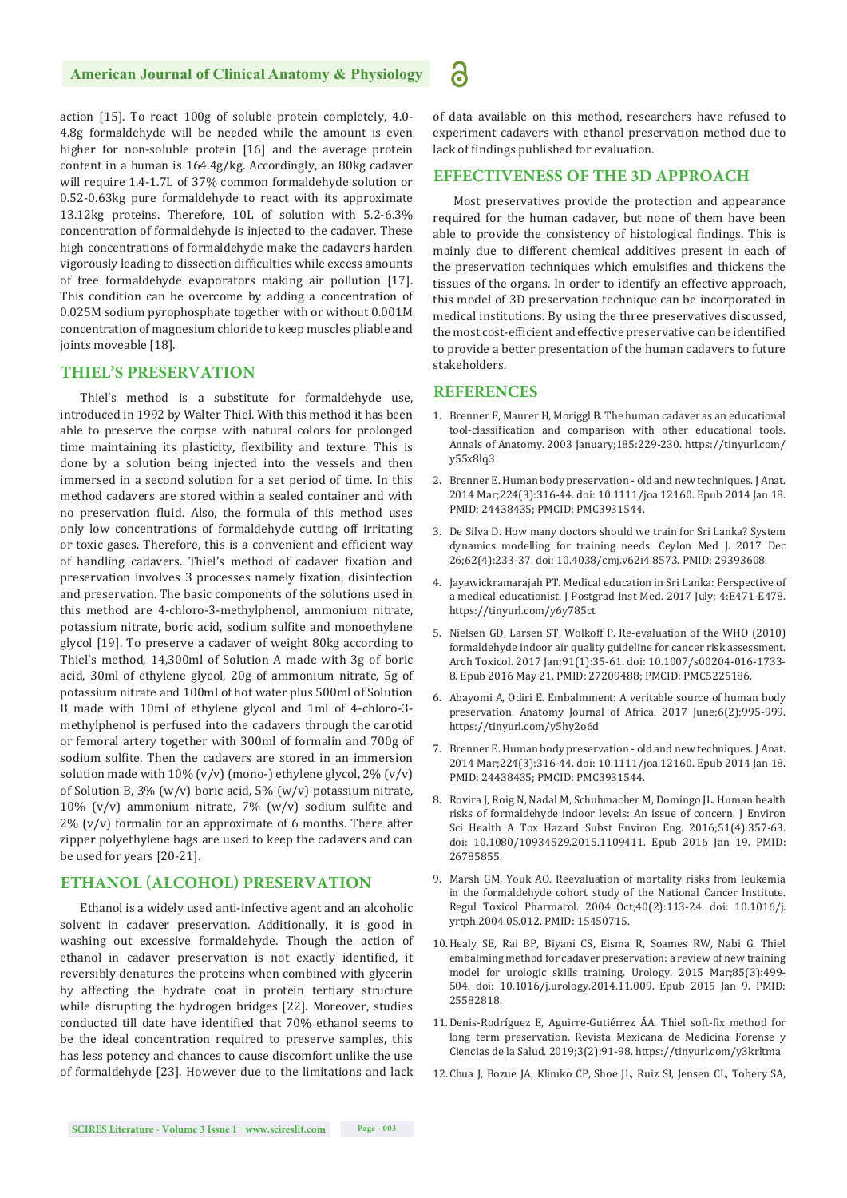action [15]. To react 100g of soluble protein completely, 4.0-4.8g formaldehyde will be needed while the amount is even higher for non-soluble protein [16] and the average protein content in a human is 164.4g/kg. Accordingly, an 80kg cadaver will require 1.4-1.7L of 37% common formaldehyde solution or 0.52-0.63kg pure formaldehyde to react with its approximate 13.12kg proteins. Therefore, 10L of solution with 5.2-6.3% concentration of formaldehyde is injected to the cadaver. These high concentrations of formaldehyde make the cadavers harden vigorously leading to dissection difficulties while excess amounts of free formaldehyde evaporators making air pollution [17]. This condition can be overcome by adding a concentration of 0.025M sodium pyrophosphate together with or without 0.001M concentration of magnesium chloride to keep muscles pliable and joints moveable [18].

## THIEL'S PRESERVATION

Thiel's method is a substitute for formaldehyde use, introduced in 1992 by Walter Thiel. With this method it has been able to preserve the corpse with natural colors for prolonged time maintaining its plasticity, flexibility and texture. This is done by a solution being injected into the vessels and then immersed in a second solution for a set period of time. In this method cadavers are stored within a sealed container and with no preservation fluid. Also, the formula of this method uses only low concentrations of formaldehyde cutting off irritating or toxic gases. Therefore, this is a convenient and efficient way of handling cadavers. Thiel's method of cadaver fixation and preservation involves 3 processes namely fixation, disinfection and preservation. The basic components of the solutions used in this method are 4-chloro-3-methylphenol, ammonium nitrate, potassium nitrate, boric acid, sodium sulfite and monoethylene glycol [19]. To preserve a cadaver of weight 80kg according to Thiel's method, 14,300ml of Solution A made with 3g of boric acid, 30ml of ethylene glycol, 20g of ammonium nitrate, 5g of potassium nitrate and 100ml of hot water plus 500ml of Solution B made with 10ml of ethylene glycol and 1ml of 4-chloro-3-methylphenol is perfused into the cadavers through the carotid or femoral artery together with 300ml of formalin and 700g of sodium sulfite. Then the cadavers are stored in an immersion solution made with 10% (v/v) (mono-) ethylene glycol, 2% (v/v) of Solution B, 3% (w/v) boric acid, 5% (w/v) potassium nitrate, 10% (v/v) ammonium nitrate, 7% (w/v) sodium sulfite and 2% (v/v) formalin for an approximate of 6 months. There after zipper polyethylene bags are used to keep the cadavers and can be used for years [20-21].

## ETHANOL (ALCOHOL) PRESERVATION

Ethanol is a widely used anti-infective agent and an alcoholic solvent in cadaver preservation. Additionally, it is good in washing out excessive formaldehyde. Though the action of ethanol in cadaver preservation is not exactly identified, it reversibly denatures the proteins when combined with glycerin by affecting the hydrate coat in protein tertiary structure while disrupting the hydrogen bridges [22]. Moreover, studies conducted till date have identified that 70% ethanol seems to be the ideal concentration required to preserve samples, this has less potency and chances to cause discomfort unlike the use of formaldehyde [23]. However due to the limitations and lack of data available on this method, researchers have refused to experiment cadavers with ethanol preservation method due to lack of findings published for evaluation.

## EFFECTIVENESS OF THE 3D APPROACH

Most preservatives provide the protection and appearance required for the human cadaver, but none of them have been able to provide the consistency of histological findings. This is mainly due to different chemical additives present in each of the preservation techniques which emulsifies and thickens the tissues of the organs. In order to identify an effective approach, this model of 3D preservation technique can be incorporated in medical institutions. By using the three preservatives discussed, the most cost-efficient and effective preservative can be identified to provide a better presentation of the human cadavers to future stakeholders.

## REFERENCES

1. Brenner E, Maurer H, Moriggl B. The human cadaver as an educational tool-classification and comparison with other educational tools. Annals of Anatomy. 2003 January;185:229-230. https://tinyurl.com/y55x8lq3
2. Brenner E. Human body preservation - old and new techniques. J Anat. 2014 Mar;224(3):316-44. doi: 10.1111/joa.12160. Epub 2014 Jan 18. PMID: 24438435; PMCID: PMC3931544.
3. De Silva D. How many doctors should we train for Sri Lanka? System dynamics modelling for training needs. Ceylon Med J. 2017 Dec 26;62(4):233-37. doi: 10.4038/cmj.v62i4.8573. PMID: 29393608.
4. Jayawickramarajah PT. Medical education in Sri Lanka: Perspective of a medical educationist. J Postgrad Inst Med. 2017 July; 4:E471-E478. https://tinyurl.com/y6y785ct
5. Nielsen GD, Larsen ST, Wolkoff P. Re-evaluation of the WHO (2010) formaldehyde indoor air quality guideline for cancer risk assessment. Arch Toxicol. 2017 Jan;91(1):35-61. doi: 10.1007/s00204-016-1733-8. Epub 2016 May 21. PMID: 27209488; PMCID: PMC5225186.
6. Abayomi A, Odiri E. Embalmment: A veritable source of human body preservation. Anatomy Journal of Africa. 2017 June;6(2):995-999. https://tinyurl.com/y5hy2o6d
7. Brenner E. Human body preservation - old and new techniques. J Anat. 2014 Mar;224(3):316-44. doi: 10.1111/joa.12160. Epub 2014 Jan 18. PMID: 24438435; PMCID: PMC3931544.
8. Rovira J, Roig N, Nadal M, Schuhmacher M, Domingo JL. Human health risks of formaldehyde indoor levels: An issue of concern. J Environ Sci Health A Tox Hazard Subst Environ Eng. 2016;51(4):357-63. doi: 10.1080/10934529.2015.1109411. Epub 2016 Jan 19. PMID: 26785855.
9. Marsh GM, Youk AO. Reevaluation of mortality risks from leukemia in the formaldehyde cohort study of the National Cancer Institute. Regul Toxicol Pharmacol. 2004 Oct;40(2):113-24. doi: 10.1016/j.yrtph.2004.05.012. PMID: 15450715.
10. Healy SE, Rai BP, Biyani CS, Eisma R, Soames RW, Nabi G. Thiel embalming method for cadaver preservation: a review of new training model for urologic skills training. Urology. 2015 Mar;85(3):499-504. doi: 10.1016/j.urology.2014.11.009. Epub 2015 Jan 9. PMID: 25582818.
11. Denis-Rodríguez E, Aguirre-Gutiérrez ÁA. Thiel soft-fix method for long term preservation. Revista Mexicana de Medicina Forense y Ciencias de la Salud. 2019;3(2):91-98. https://tinyurl.com/y3krltma
12. Chua J, Bozue JA, Klimko CP, Shoe JL, Ruiz SI, Jensen CL, Tobery SA,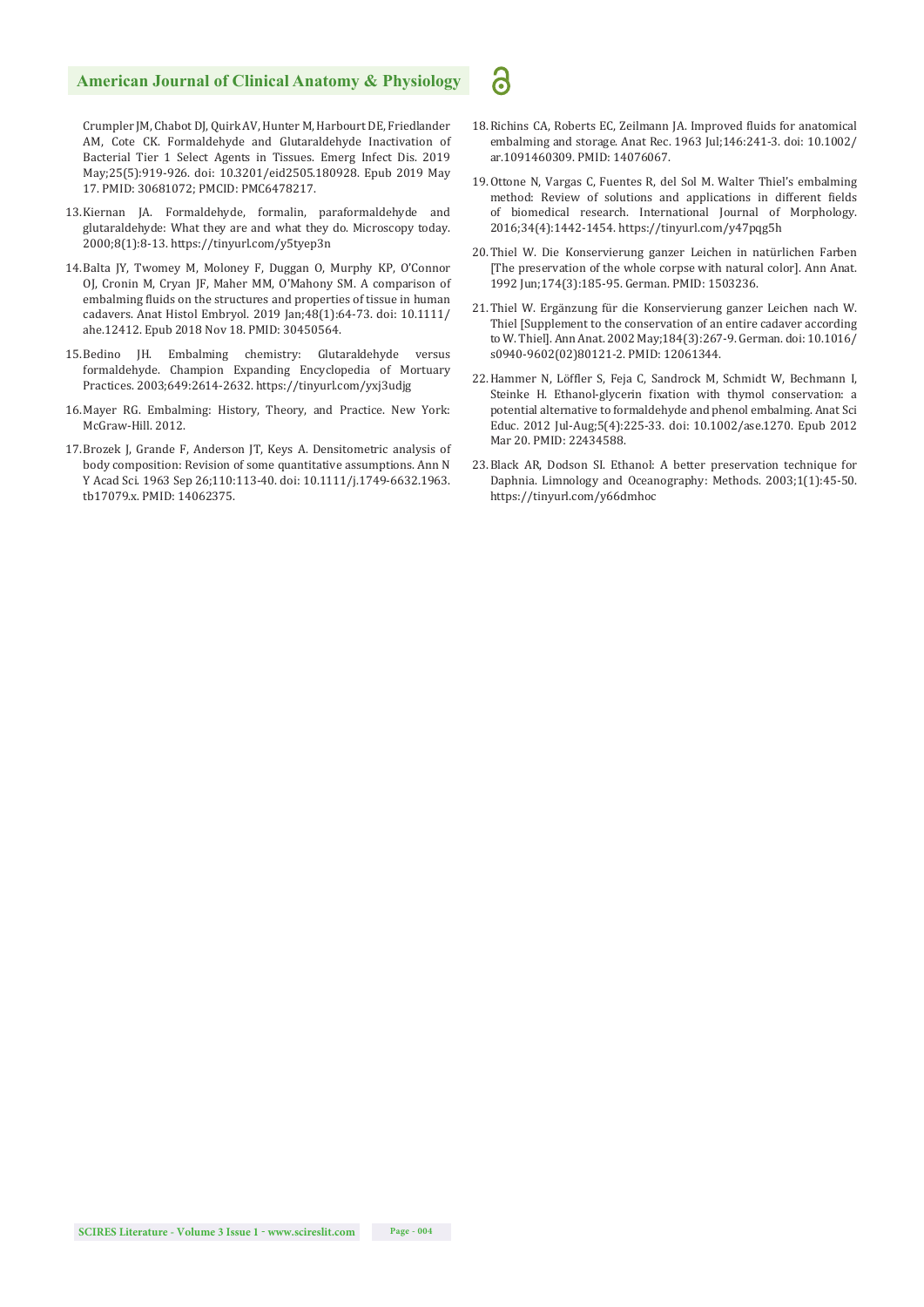Crumpler JM, Chabot DJ, Quirk AV, Hunter M, Harbourt DE, Friedlander AM, Cote CK. Formaldehyde and Glutaraldehyde Inactivation of Bacterial Tier 1 Select Agents in Tissues. Emerg Infect Dis. 2019 May;25(5):919-926. doi: 10.3201/eid2505.180928. Epub 2019 May 17. PMID: 30681072; PMCID: PMC6478217.

13. Kiernan JA. Formaldehyde, formalin, paraformaldehyde and glutaraldehyde: What they are and what they do. Microscopy today. 2000;8(1):8-13. https://tinyurl.com/y5tyep3n
14. Balta JY, Twomey M, Moloney F, Duggan O, Murphy KP, O'Connor OJ, Cronin M, Cryan JF, Maher MM, O'Mahony SM. A comparison of embalming fluids on the structures and properties of tissue in human cadavers. Anat Histol Embryol. 2019 Jan;48(1):64-73. doi: 10.1111/ahe.12412. Epub 2018 Nov 18. PMID: 30450564.
15. Bedino JH. Embalming chemistry: Glutaraldehyde versus formaldehyde. Champion Expanding Encyclopedia of Mortuary Practices. 2003;649:2614-2632. https://tinyurl.com/yxj3udjg
16. Mayer RG. Embalming: History, Theory, and Practice. New York: McGraw-Hill. 2012.
17. Brozek J, Grande F, Anderson JT, Keys A. Densitometric analysis of body composition: Revision of some quantitative assumptions. Ann N Y Acad Sci. 1963 Sep 26;110:113-40. doi: 10.1111/j.1749-6632.1963.tb17079.x. PMID: 14062375.
18. Richins CA, Roberts EC, Zeilmann JA. Improved fluids for anatomical embalming and storage. Anat Rec. 1963 Jul;146:241-3. doi: 10.1002/ar.1091460309. PMID: 14076067.
19. Ottone N, Vargas C, Fuentes R, del Sol M. Walter Thiel's embalming method: Review of solutions and applications in different fields of biomedical research. International Journal of Morphology. 2016;34(4):1442-1454. https://tinyurl.com/y47pqg5h
20. Thiel W. Die Konservierung ganzer Leichen in natürlichen Farben [The preservation of the whole corpse with natural color]. Ann Anat. 1992 Jun;174(3):185-95. German. PMID: 1503236.
21. Thiel W. Ergänzung für die Konservierung ganzer Leichen nach W. Thiel [Supplement to the conservation of an entire cadaver according to W. Thiel]. Ann Anat. 2002 May;184(3):267-9. German. doi: 10.1016/s0940-9602(02)80121-2. PMID: 12061344.
22. Hammer N, Löffler S, Feja C, Sandrock M, Schmidt W, Bechmann I, Steinke H. Ethanol-glycerin fixation with thymol conservation: a potential alternative to formaldehyde and phenol embalming. Anat Sci Educ. 2012 Jul-Aug;5(4):225-33. doi: 10.1002/ase.1270. Epub 2012 Mar 20. PMID: 22434588.
23. Black AR, Dodson SI. Ethanol: A better preservation technique for Daphnia. Limnology and Oceanography: Methods. 2003;1(1):45-50. https://tinyurl.com/y66dmhoc